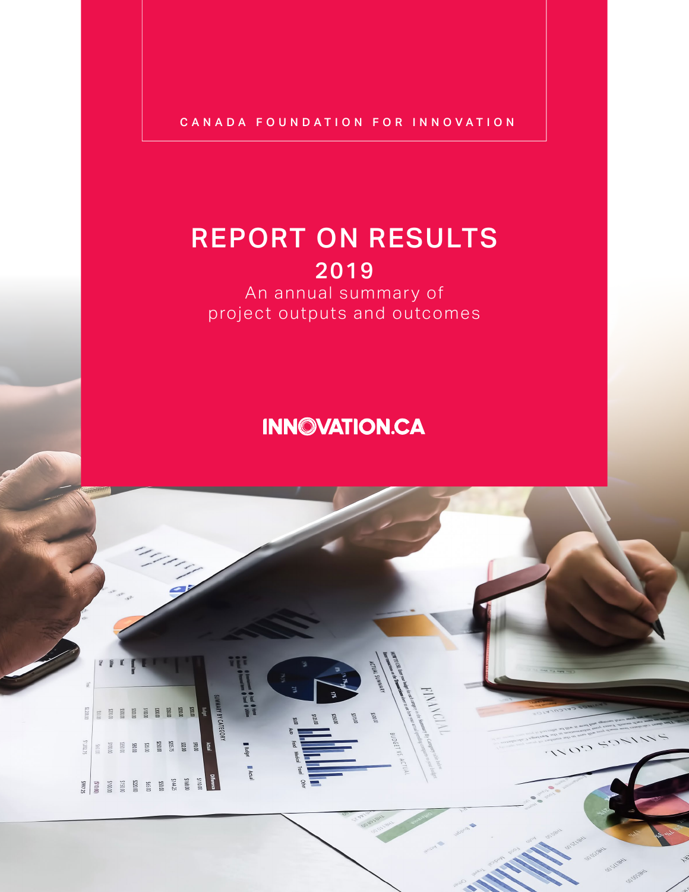CANADA FOUNDATION FOR INNOVATION

# REPORT ON RESULTS
## 2019
An annual summary of project outputs and outcomes

INNOVATION.CA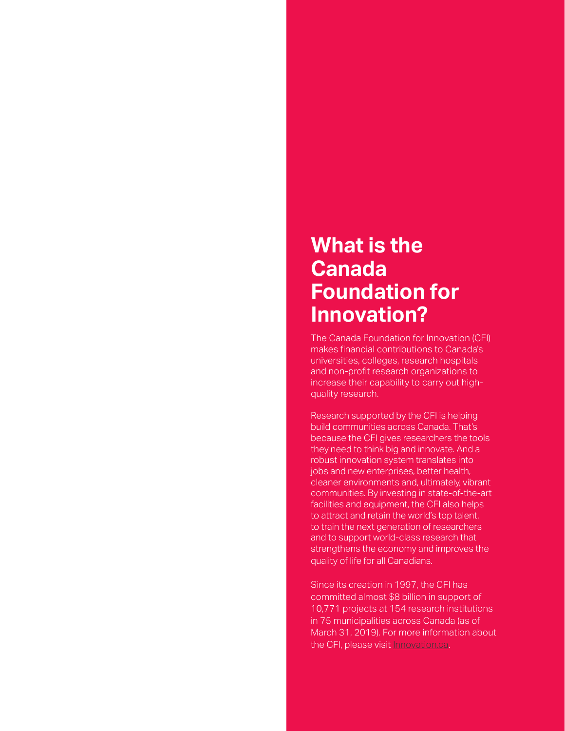# What is the Canada Foundation for Innovation?

The Canada Foundation for Innovation (CFI) makes financial contributions to Canada's universities, colleges, research hospitals and non-profit research organizations to increase their capability to carry out high-quality research.

Research supported by the CFI is helping build communities across Canada. That's because the CFI gives researchers the tools they need to think big and innovate. And a robust innovation system translates into jobs and new enterprises, better health, cleaner environments and, ultimately, vibrant communities. By investing in state-of-the-art facilities and equipment, the CFI also helps to attract and retain the world's top talent, to train the next generation of researchers and to support world-class research that strengthens the economy and improves the quality of life for all Canadians.

Since its creation in 1997, the CFI has committed almost $8 billion in support of 10,771 projects at 154 research institutions in 75 municipalities across Canada (as of March 31, 2019). For more information about the CFI, please visit innovation.ca.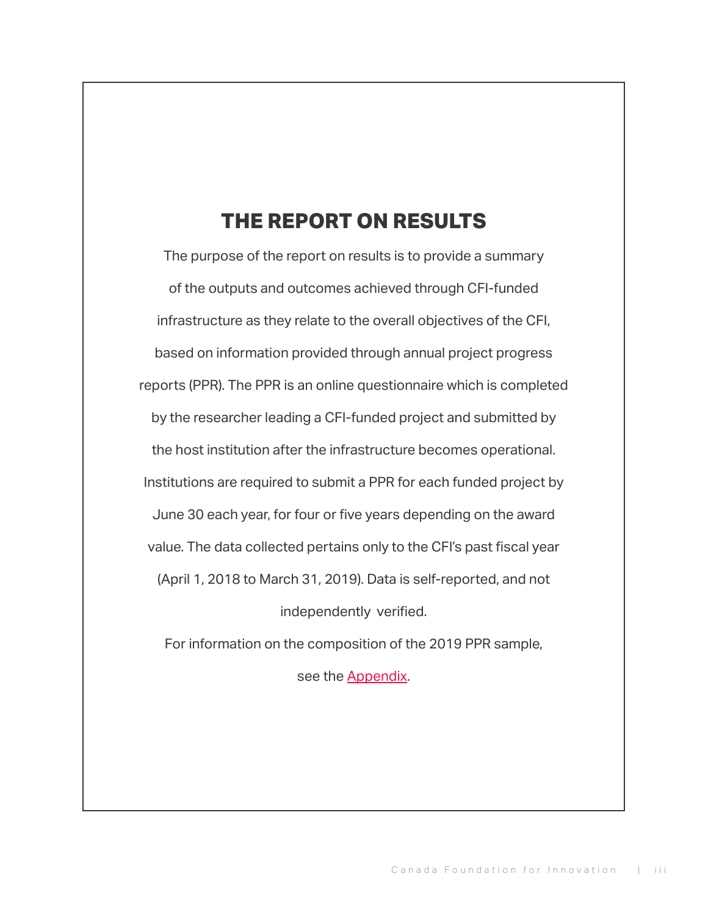# THE REPORT ON RESULTS

The purpose of the report on results is to provide a summary of the outputs and outcomes achieved through CFI-funded infrastructure as they relate to the overall objectives of the CFI, based on information provided through annual project progress reports (PPR). The PPR is an online questionnaire which is completed by the researcher leading a CFI-funded project and submitted by the host institution after the infrastructure becomes operational. Institutions are required to submit a PPR for each funded project by June 30 each year, for four or five years depending on the award value. The data collected pertains only to the CFI's past fiscal year (April 1, 2018 to March 31, 2019). Data is self-reported, and not independently verified.

For information on the composition of the 2019 PPR sample, see the Appendix.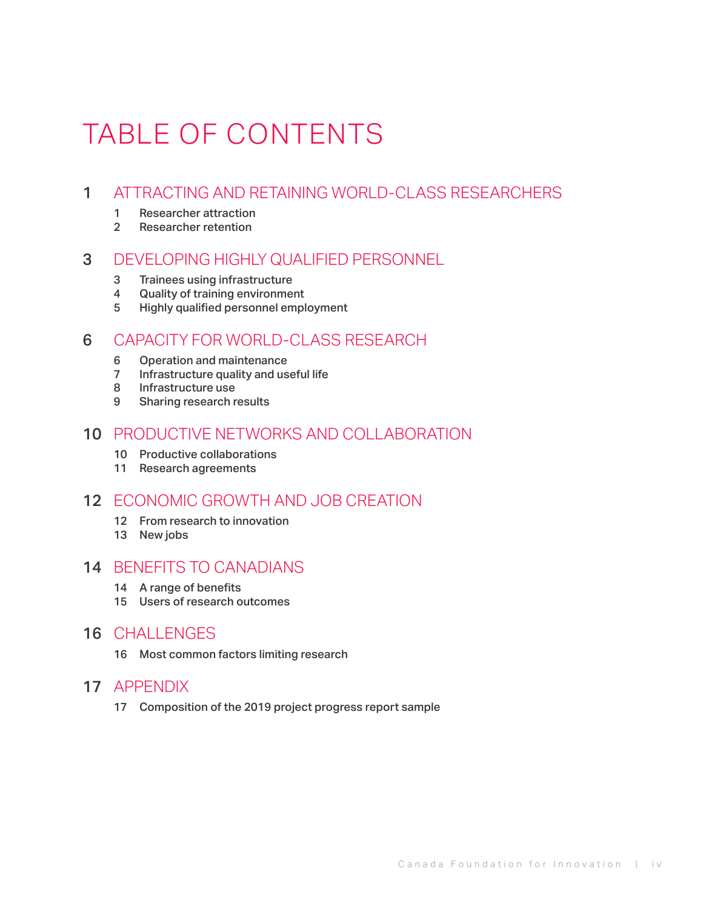# TABLE OF CONTENTS

## 1 ATTRACTING AND RETAINING WORLD-CLASS RESEARCHERS

- 1 Researcher attraction
- 2 Researcher retention

## 3 DEVELOPING HIGHLY QUALIFIED PERSONNEL

- 3 Trainees using infrastructure
- 4 Quality of training environment
- 5 Highly qualified personnel employment

## 6 CAPACITY FOR WORLD-CLASS RESEARCH

- 6 Operation and maintenance
- 7 Infrastructure quality and useful life
- 8 Infrastructure use
- 9 Sharing research results

## 10 PRODUCTIVE NETWORKS AND COLLABORATION

- 10 Productive collaborations
- 11 Research agreements

## 12 ECONOMIC GROWTH AND JOB CREATION

- 12 From research to innovation
- 13 New jobs

## 14 BENEFITS TO CANADIANS

- 14 A range of benefits
- 15 Users of research outcomes

## 16 CHALLENGES

- 16 Most common factors limiting research

## 17 APPENDIX

- 17 Composition of the 2019 project progress report sample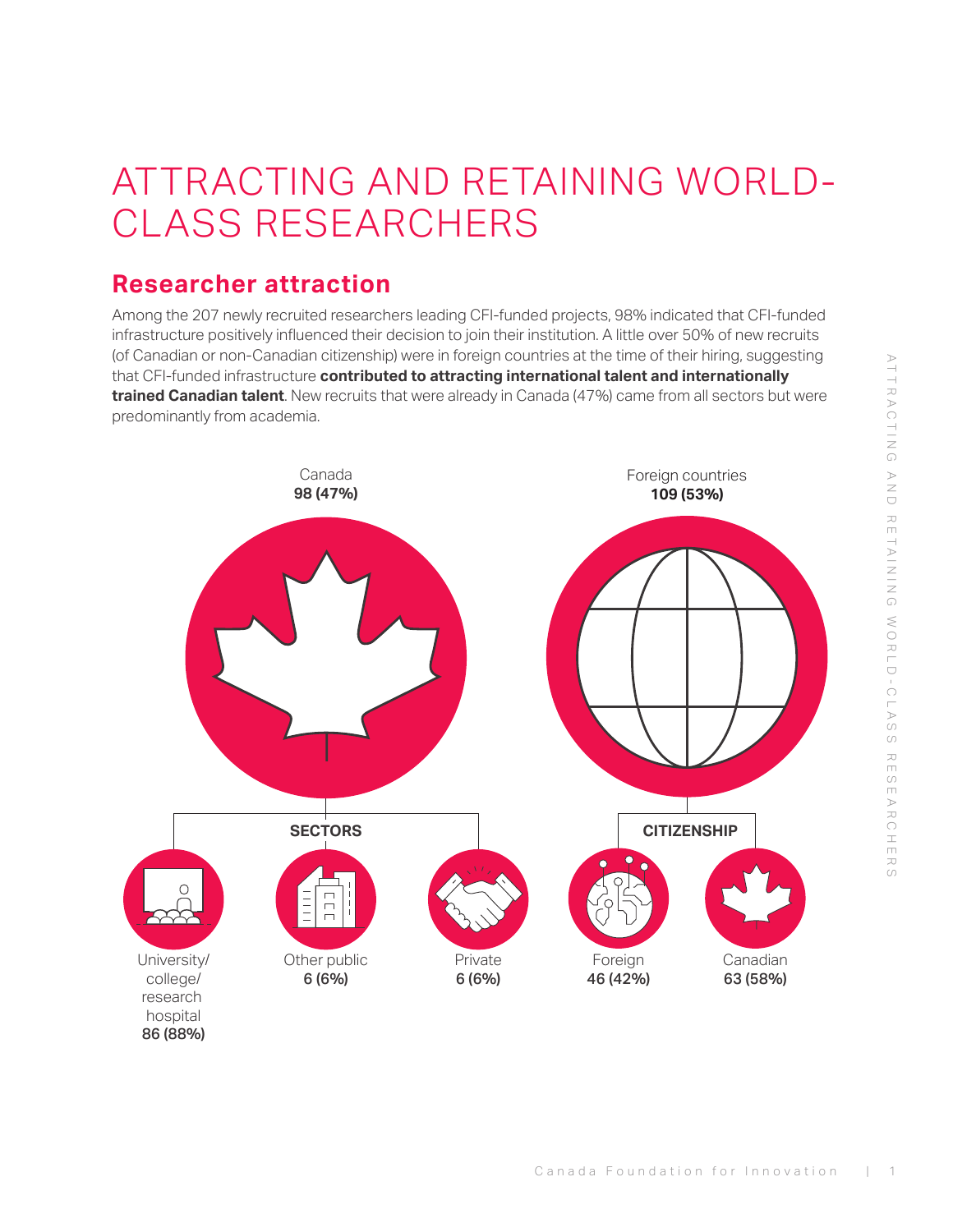# ATTRACTING AND RETAINING WORLD-CLASS RESEARCHERS

## Researcher attraction

Among the 207 newly recruited researchers leading CFI-funded projects, 98% indicated that CFI-funded infrastructure positively influenced their decision to join their institution. A little over 50% of new recruits (of Canadian or non-Canadian citizenship) were in foreign countries at the time of their hiring, suggesting that CFI-funded infrastructure **contributed to attracting international talent and internationally trained Canadian talent**. New recruits that were already in Canada (47%) came from all sectors but were predominantly from academia.

Canada
**98 (47%)**

Foreign countries
**109 (53%)**

**SECTORS**

University/ college/ research hospital
**86 (88%)**

Other public
**6 (6%)**

Private
**6 (6%)**

**CITIZENSHIP**

Foreign
**46 (42%)**

Canadian
**63 (58%)**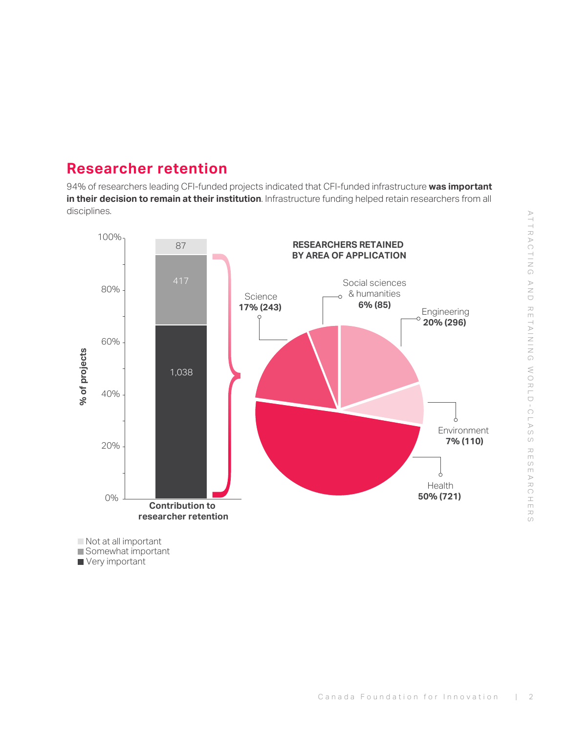## Researcher retention

94% of researchers leading CFI-funded projects indicated that CFI-funded infrastructure **was important in their decision to remain at their institution**. Infrastructure funding helped retain researchers from all disciplines.

**Contribution to researcher retention** (% of projects)

| Response | Number of projects |
| --- | --- |
| Not at all important | 87 |
| Somewhat important | 417 |
| Very important | 1,038 |

**RESEARCHERS RETAINED BY AREA OF APPLICATION**

| Area of application | % (number) |
| --- | --- |
| Health | 50% (721) |
| Engineering | 20% (296) |
| Science | 17% (243) |
| Environment | 7% (110) |
| Social sciences & humanities | 6% (85) |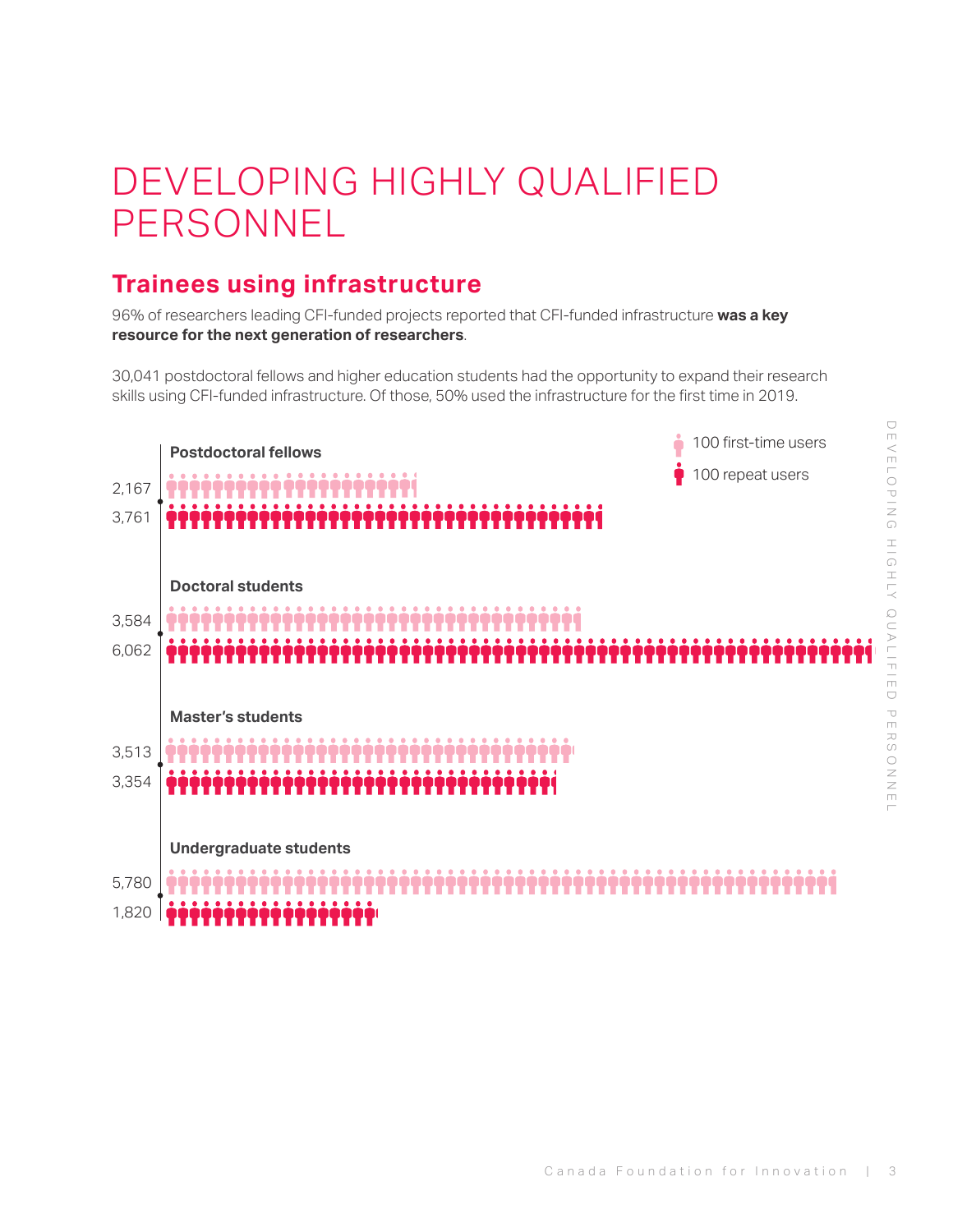# DEVELOPING HIGHLY QUALIFIED PERSONNEL

## Trainees using infrastructure

96% of researchers leading CFI-funded projects reported that CFI-funded infrastructure **was a key resource for the next generation of researchers**.

30,041 postdoctoral fellows and higher education students had the opportunity to expand their research skills using CFI-funded infrastructure. Of those, 50% used the infrastructure for the first time in 2019.

100 first-time users

100 repeat users

| | First-time users | Repeat users |
|---|---|---|
| Postdoctoral fellows | 2,167 | 3,761 |
| Doctoral students | 3,584 | 6,062 |
| Master's students | 3,513 | 3,354 |
| Undergraduate students | 5,780 | 1,820 |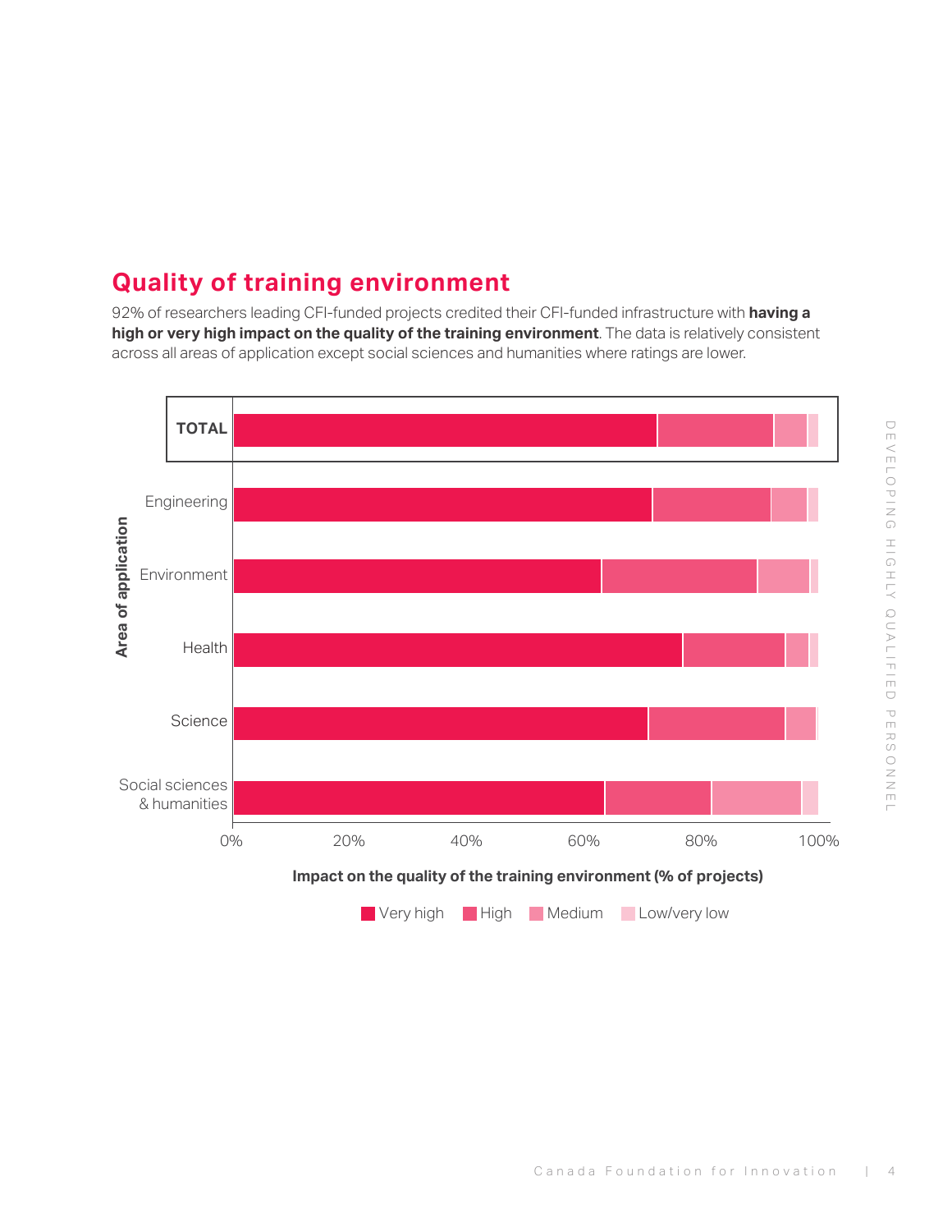## Quality of training environment

92% of researchers leading CFI-funded projects credited their CFI-funded infrastructure with **having a high or very high impact on the quality of the training environment**. The data is relatively consistent across all areas of application except social sciences and humanities where ratings are lower.

Area of application: TOTAL, Engineering, Environment, Health, Science, Social sciences & humanities

0% 20% 40% 60% 80% 100%

**Impact on the quality of the training environment (% of projects)**

Very high | High | Medium | Low/very low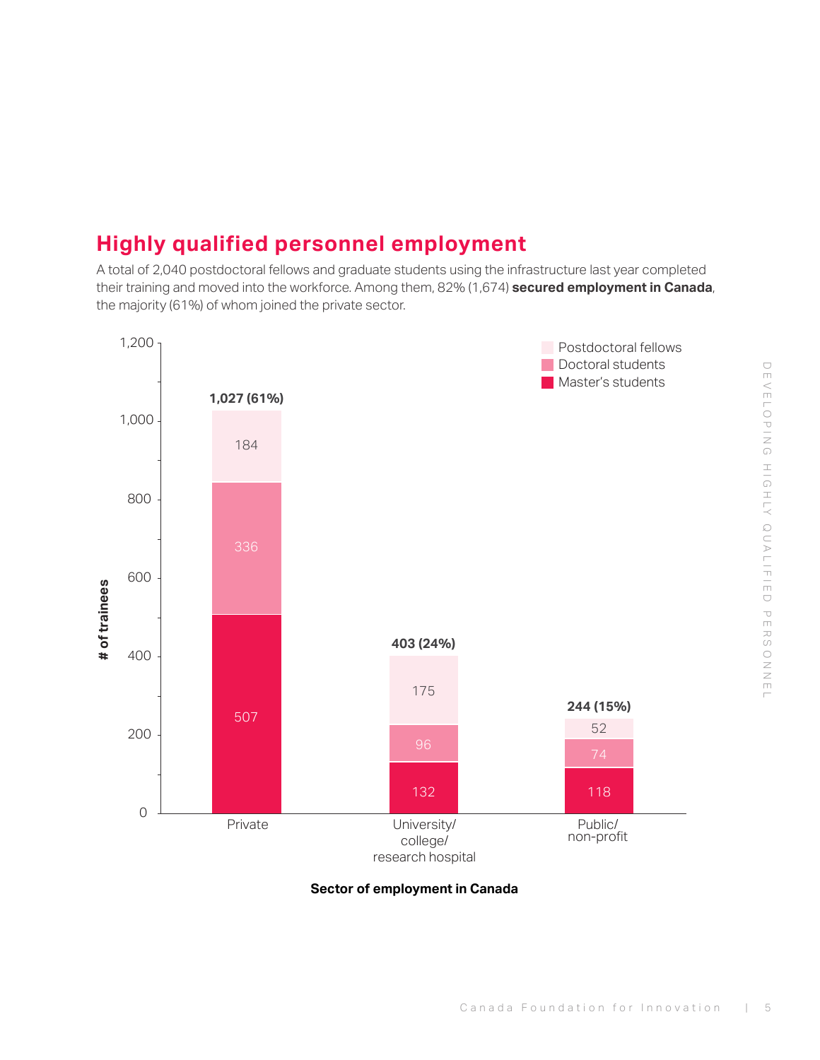## Highly qualified personnel employment

A total of 2,040 postdoctoral fellows and graduate students using the infrastructure last year completed their training and moved into the workforce. Among them, 82% (1,674) **secured employment in Canada**, the majority (61%) of whom joined the private sector.

| Sector of employment in Canada | Master's students | Doctoral students | Postdoctoral fellows | Total (# of trainees) |
|---|---|---|---|---|
| Private | 507 | 336 | 184 | 1,027 (61%) |
| University/college/research hospital | 132 | 96 | 175 | 403 (24%) |
| Public/non-profit | 118 | 74 | 52 | 244 (15%) |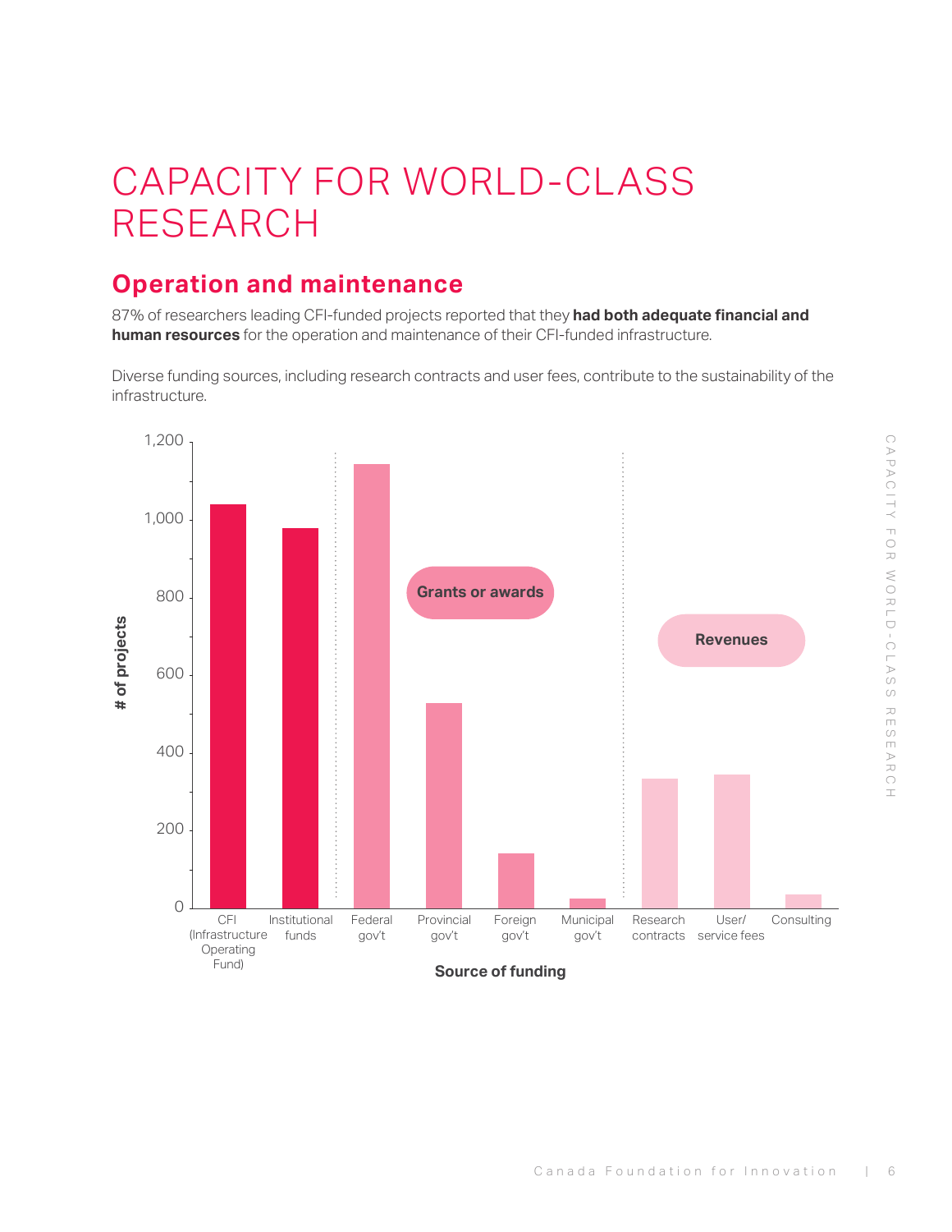# CAPACITY FOR WORLD-CLASS RESEARCH

## Operation and maintenance

87% of researchers leading CFI-funded projects reported that they **had both adequate financial and human resources** for the operation and maintenance of their CFI-funded infrastructure.

Diverse funding sources, including research contracts and user fees, contribute to the sustainability of the infrastructure.

| Source of funding | Category | # of projects (approx.) |
|---|---|---|
| CFI (Infrastructure Operating Fund) | | 1,040 |
| Institutional funds | | 980 |
| Federal gov't | Grants or awards | 1,145 |
| Provincial gov't | Grants or awards | 530 |
| Foreign gov't | Grants or awards | 140 |
| Municipal gov't | Grants or awards | 25 |
| Research contracts | Revenues | 335 |
| User/ service fees | Revenues | 345 |
| Consulting | Revenues | 35 |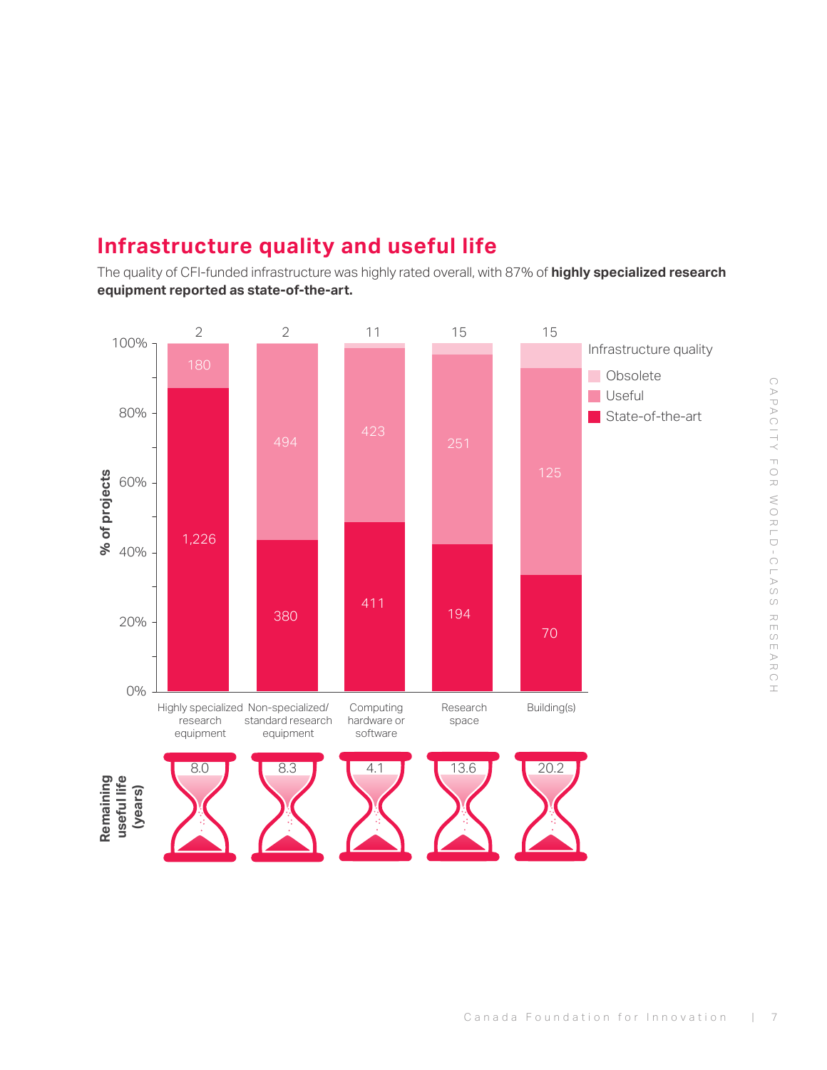## Infrastructure quality and useful life

The quality of CFI-funded infrastructure was highly rated overall, with 87% of **highly specialized research equipment reported as state-of-the-art.**

| Infrastructure quality (number of projects) | Highly specialized research equipment | Non-specialized/ standard research equipment | Computing hardware or software | Research space | Building(s) |
|---|---|---|---|---|---|
| Obsolete | 2 | 2 | 11 | 15 | 15 |
| Useful | 180 | 494 | 423 | 251 | 125 |
| State-of-the-art | 1,226 | 380 | 411 | 194 | 70 |
| Remaining useful life (years) | 8.0 | 8.3 | 4.1 | 13.6 | 20.2 |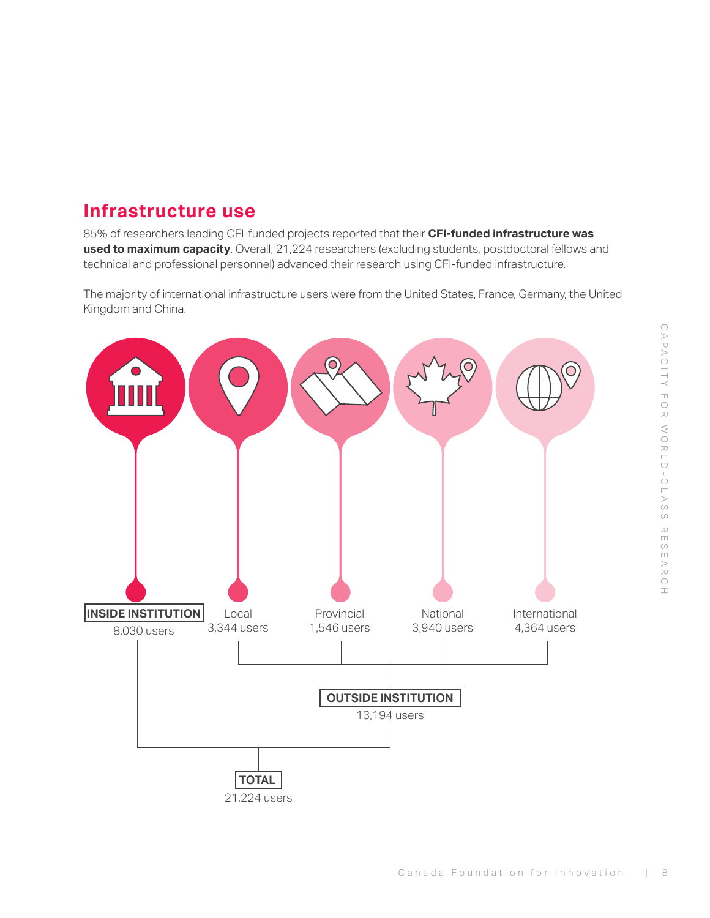## Infrastructure use

85% of researchers leading CFI-funded projects reported that their **CFI-funded infrastructure was used to maximum capacity**. Overall, 21,224 researchers (excluding students, postdoctoral fellows and technical and professional personnel) advanced their research using CFI-funded infrastructure.

The majority of international infrastructure users were from the United States, France, Germany, the United Kingdom and China.

**INSIDE INSTITUTION**
8,030 users

Local
3,344 users

Provincial
1,546 users

National
3,940 users

International
4,364 users

**OUTSIDE INSTITUTION**
13,194 users

**TOTAL**
21,224 users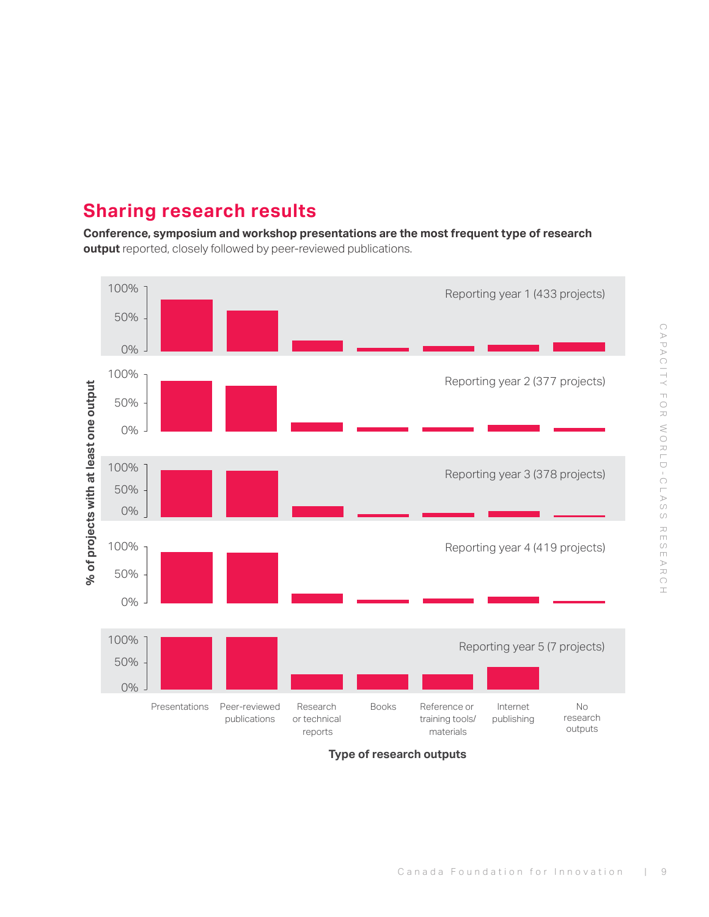## Sharing research results

**Conference, symposium and workshop presentations are the most frequent type of research output** reported, closely followed by peer-reviewed publications.

% of projects with at least one output

Reporting year 1 (433 projects)

Reporting year 2 (377 projects)

Reporting year 3 (378 projects)

Reporting year 4 (419 projects)

Reporting year 5 (7 projects)

100%
50%
0%

Presentations | Peer-reviewed publications | Research or technical reports | Books | Reference or training tools/ materials | Internet publishing | No research outputs

**Type of research outputs**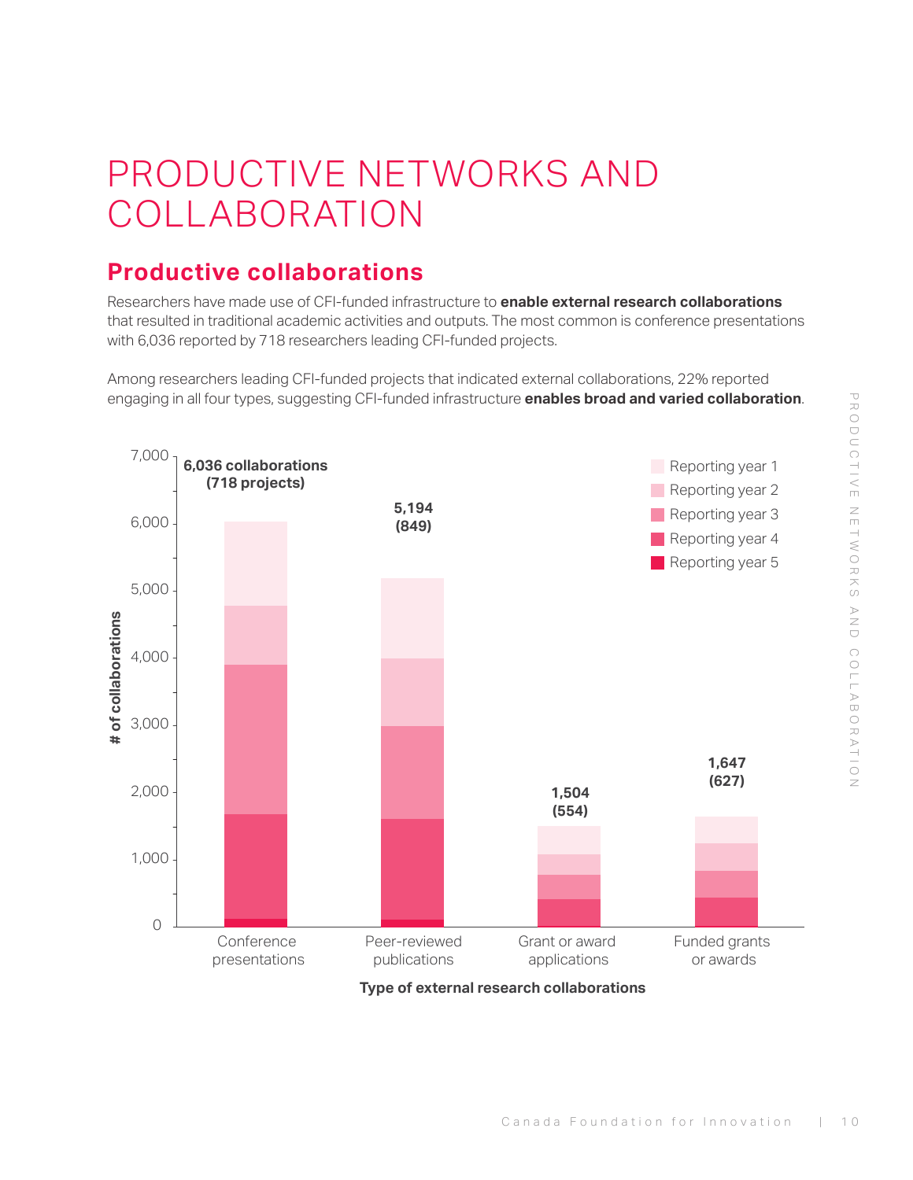# PRODUCTIVE NETWORKS AND COLLABORATION

## Productive collaborations

Researchers have made use of CFI-funded infrastructure to **enable external research collaborations** that resulted in traditional academic activities and outputs. The most common is conference presentations with 6,036 reported by 718 researchers leading CFI-funded projects.

Among researchers leading CFI-funded projects that indicated external collaborations, 22% reported engaging in all four types, suggesting CFI-funded infrastructure **enables broad and varied collaboration**.

| Type of external research collaborations | # of collaborations | (Projects) |
|---|---|---|
| Conference presentations | 6,036 | (718) |
| Peer-reviewed publications | 5,194 | (849) |
| Grant or award applications | 1,504 | (554) |
| Funded grants or awards | 1,647 | (627) |

Legend: Reporting year 1, Reporting year 2, Reporting year 3, Reporting year 4, Reporting year 5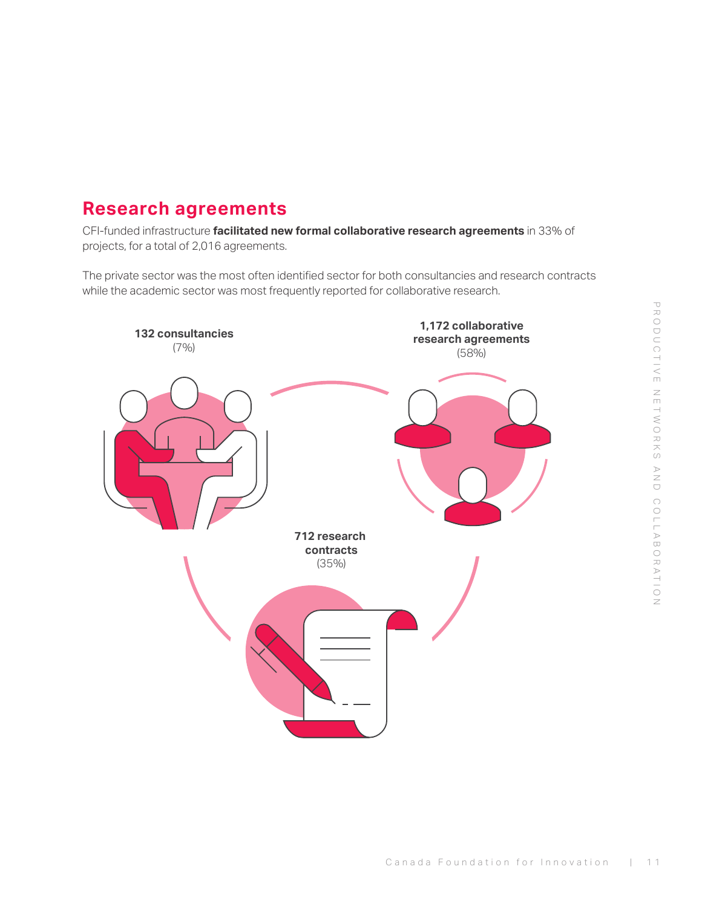## Research agreements

CFI-funded infrastructure **facilitated new formal collaborative research agreements** in 33% of projects, for a total of 2,016 agreements.

The private sector was the most often identified sector for both consultancies and research contracts while the academic sector was most frequently reported for collaborative research.

**132 consultancies**
(7%)

**1,172 collaborative research agreements**
(58%)

**712 research contracts**
(35%)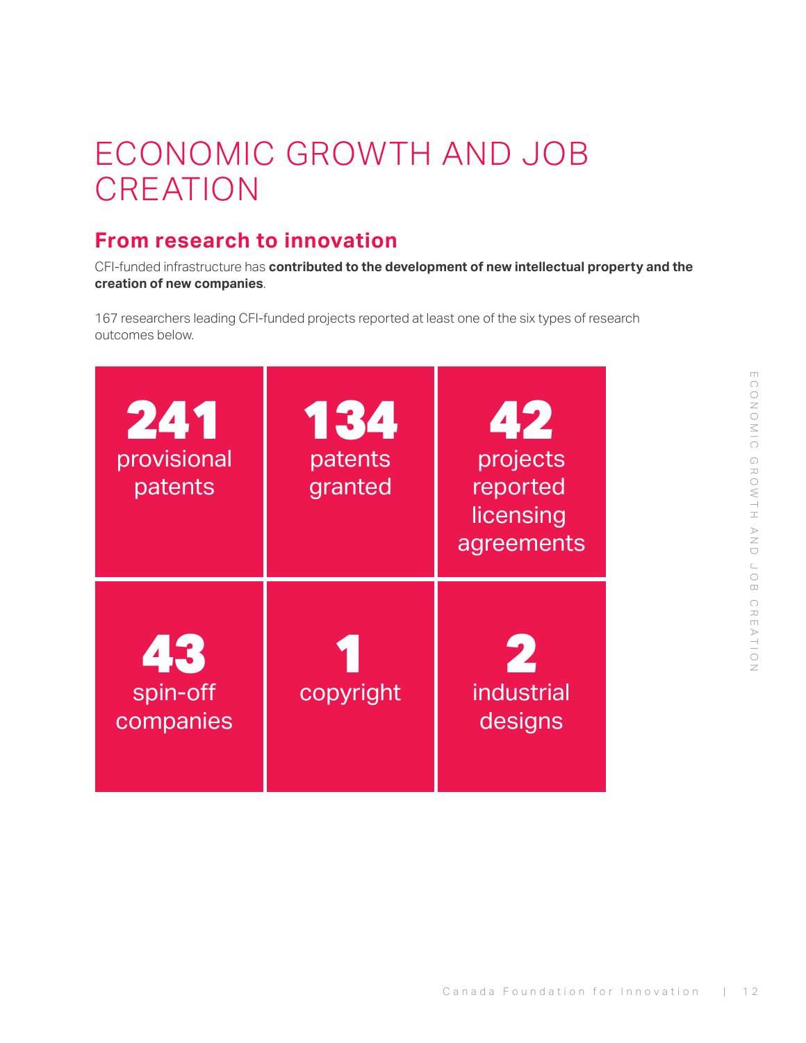# ECONOMIC GROWTH AND JOB CREATION

## From research to innovation

CFI-funded infrastructure has **contributed to the development of new intellectual property and the creation of new companies**.

167 researchers leading CFI-funded projects reported at least one of the six types of research outcomes below.

**241** provisional patents

**134** patents granted

**42** projects reported licensing agreements

**43** spin-off companies

**1** copyright

**2** industrial designs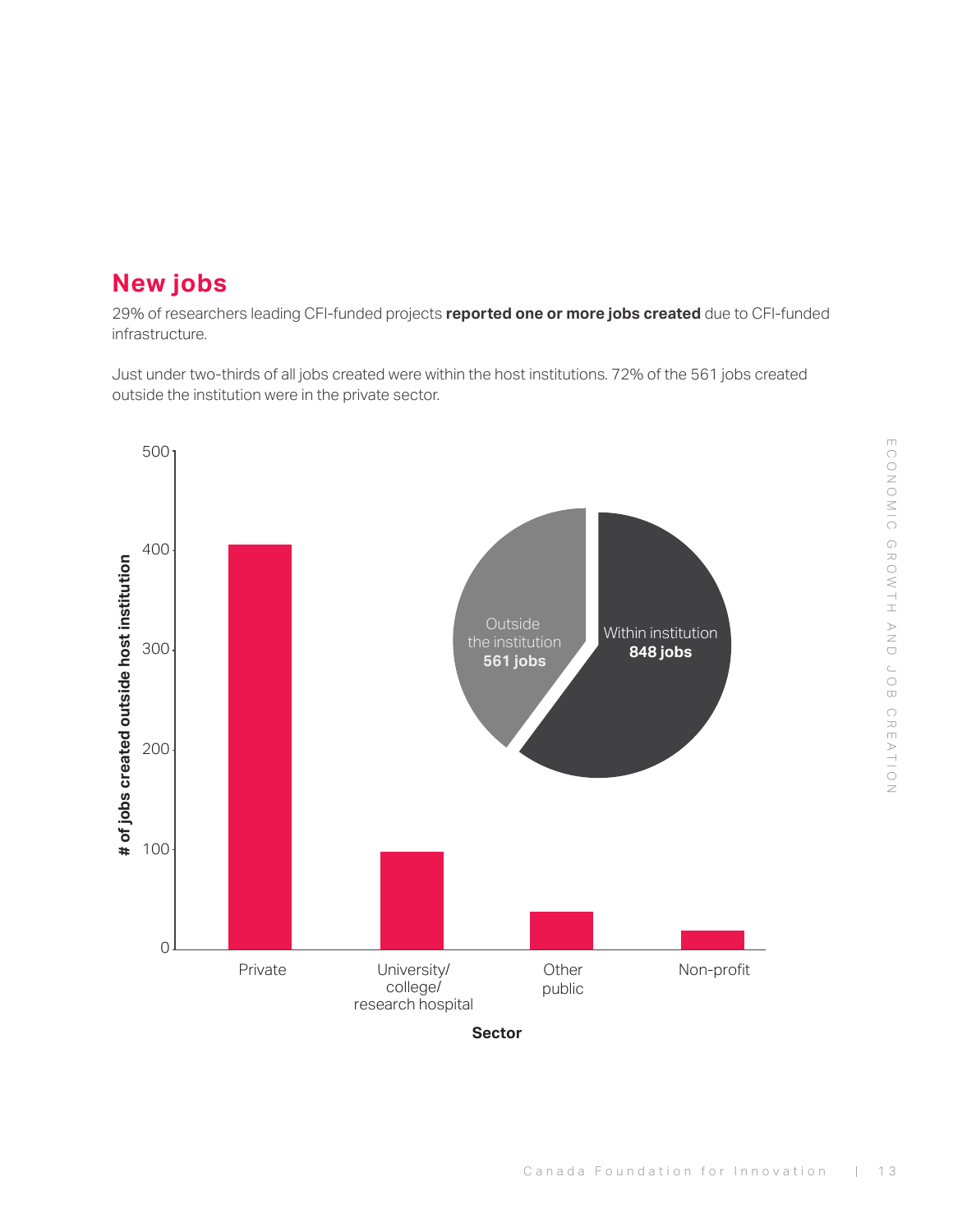## New jobs

29% of researchers leading CFI-funded projects **reported one or more jobs created** due to CFI-funded infrastructure.

Just under two-thirds of all jobs created were within the host institutions. 72% of the 561 jobs created outside the institution were in the private sector.

Outside the institution **561 jobs**

Within institution **848 jobs**

# of jobs created outside host institution

Private

University/ college/ research hospital

Other public

Non-profit

**Sector**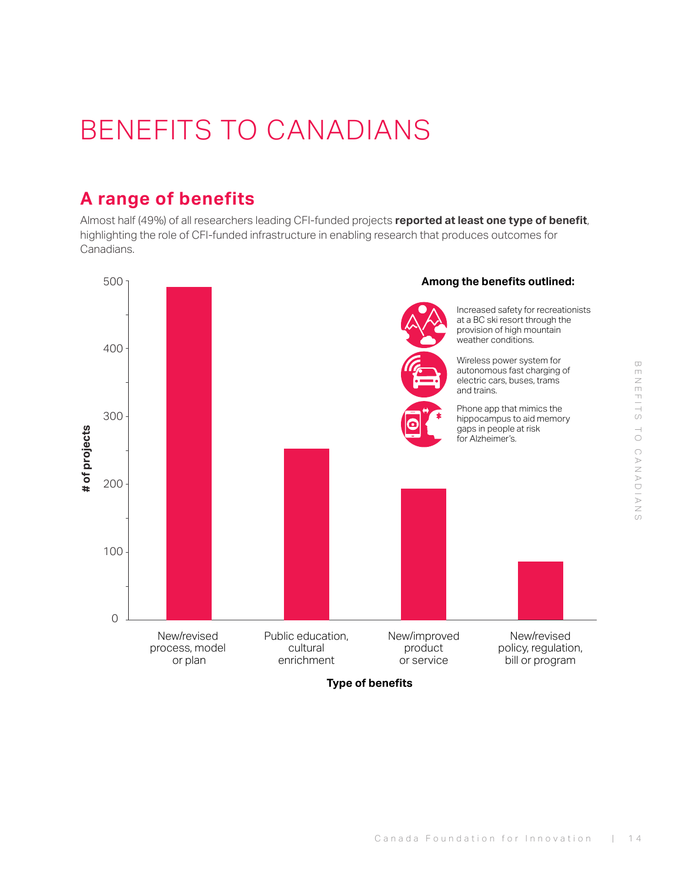# BENEFITS TO CANADIANS

## A range of benefits

Almost half (49%) of all researchers leading CFI-funded projects **reported at least one type of benefit**, highlighting the role of CFI-funded infrastructure in enabling research that produces outcomes for Canadians.

| Type of benefits | # of projects |
| --- | --- |
| New/revised process, model or plan | ~490 |
| Public education, cultural enrichment | ~252 |
| New/improved product or service | ~193 |
| New/revised policy, regulation, bill or program | ~85 |

**Among the benefits outlined:**

- Increased safety for recreationists at a BC ski resort through the provision of high mountain weather conditions.
- Wireless power system for autonomous fast charging of electric cars, buses, trams and trains.
- Phone app that mimics the hippocampus to aid memory gaps in people at risk for Alzheimer's.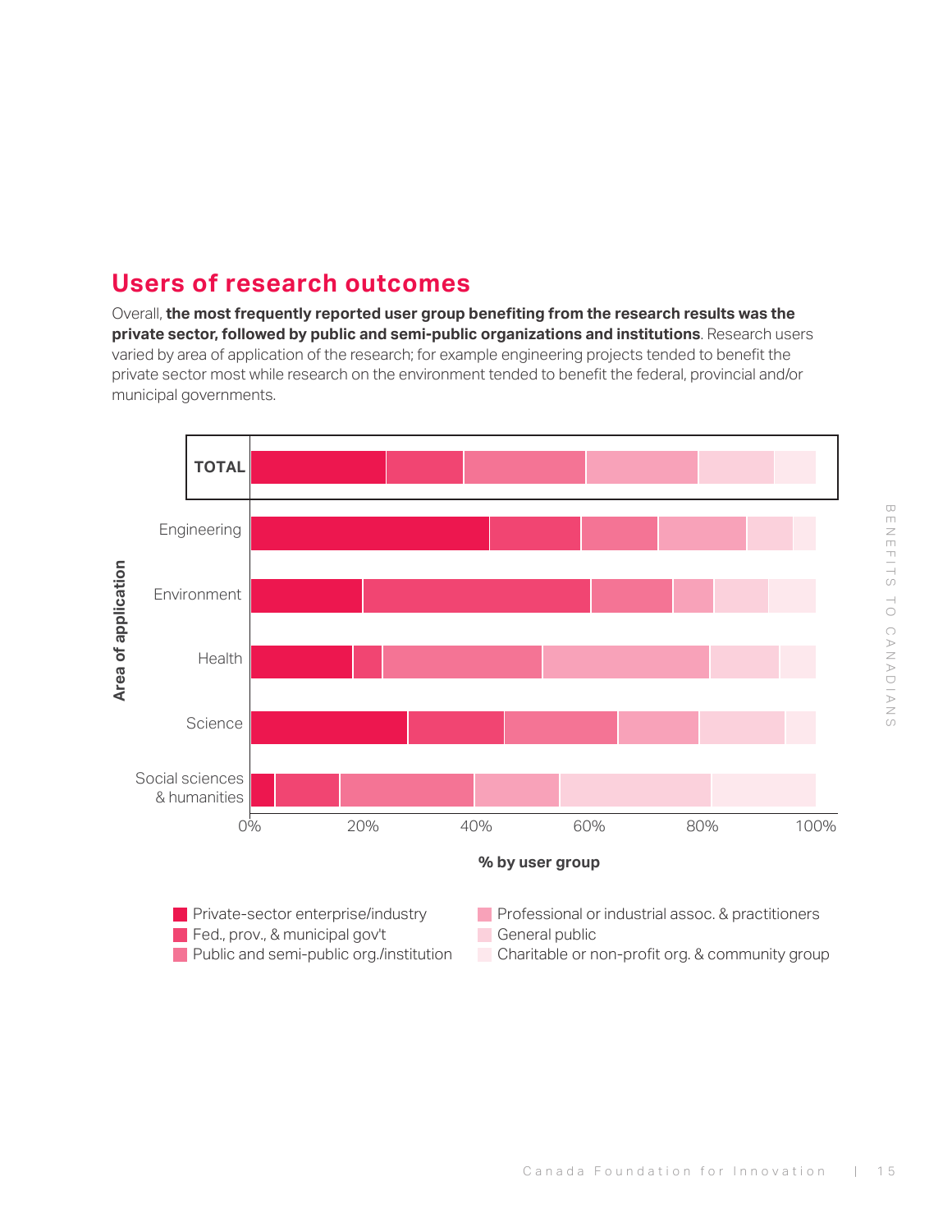## Users of research outcomes

Overall, **the most frequently reported user group benefiting from the research results was the private sector, followed by public and semi-public organizations and institutions**. Research users varied by area of application of the research; for example engineering projects tended to benefit the private sector most while research on the environment tended to benefit the federal, provincial and/or municipal governments.

Area of application

TOTAL

Engineering

Environment

Health

Science

Social sciences & humanities

0% 20% 40% 60% 80% 100%

% by user group

- Private-sector enterprise/industry
- Fed., prov., & municipal gov't
- Public and semi-public org./institution
- Professional or industrial assoc. & practitioners
- General public
- Charitable or non-profit org. & community group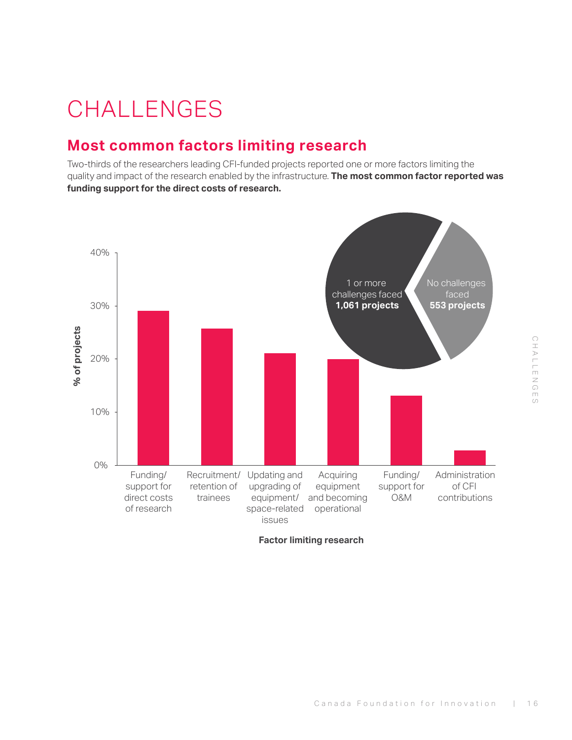# CHALLENGES

## Most common factors limiting research

Two-thirds of the researchers leading CFI-funded projects reported one or more factors limiting the quality and impact of the research enabled by the infrastructure. **The most common factor reported was funding support for the direct costs of research.**

1 or more challenges faced **1,061 projects**

No challenges faced **553 projects**

% of projects

40%
30%
20%
10%
0%

Funding/ support for direct costs of research

Recruitment/ retention of trainees

Updating and upgrading of equipment/ space-related issues

Acquiring equipment and becoming operational

Funding/ support for O&M

Administration of CFI contributions

**Factor limiting research**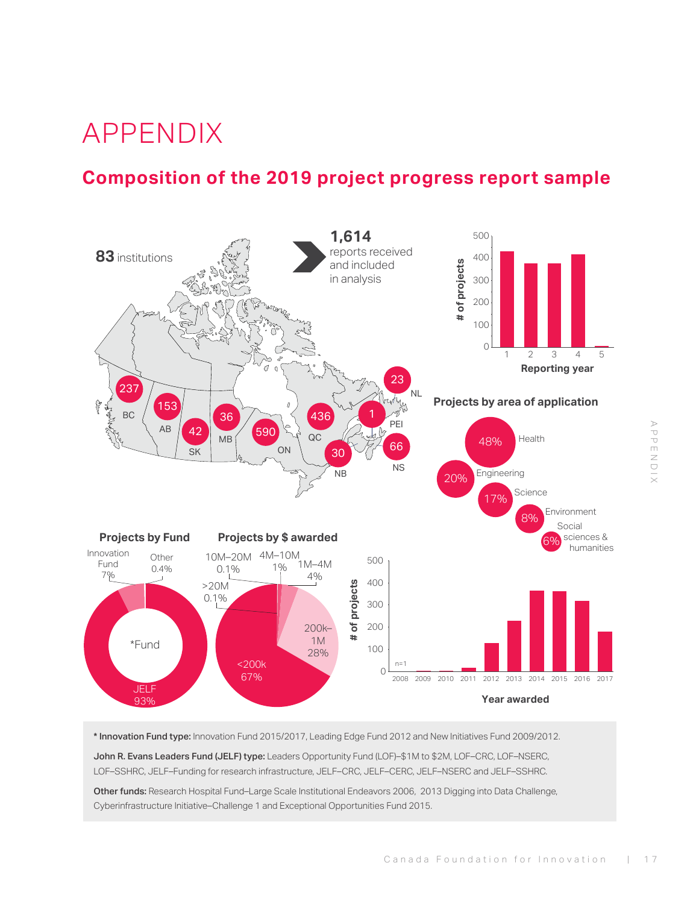# APPENDIX

## Composition of the 2019 project progress report sample

83 institutions

1,614 reports received and included in analysis

237 BC
153 AB
42 SK
36 MB
590 ON
436 QC
30 NB
1 PEI
66 NS
23 NL

# of projects
500
400
300
200
100
0
1 2 3 4 5
Reporting year

**Projects by area of application**

48% Health
20% Engineering
17% Science
8% Environment
6% Social sciences & humanities

**Projects by Fund**

Innovation Fund 7%
Other 0.4%
*Fund
JELF 93%

**Projects by $ awarded**

10M–20M 0.1%
4M–10M 1%
1M–4M 4%
>20M 0.1%
200k–1M 28%
<200k 67%

# of projects
500
400
300
200
100
0
n=1
2008 2009 2010 2011 2012 2013 2014 2015 2016 2017
Year awarded

**\* Innovation Fund type:** Innovation Fund 2015/2017, Leading Edge Fund 2012 and New Initiatives Fund 2009/2012.

**John R. Evans Leaders Fund (JELF) type:** Leaders Opportunity Fund (LOF)–$1M to $2M, LOF–CRC, LOF–NSERC, LOF–SSHRC, JELF–Funding for research infrastructure, JELF–CRC, JELF–CERC, JELF–NSERC and JELF–SSHRC.

**Other funds:** Research Hospital Fund–Large Scale Institutional Endeavors 2006, 2013 Digging into Data Challenge, Cyberinfrastructure Initiative–Challenge 1 and Exceptional Opportunities Fund 2015.